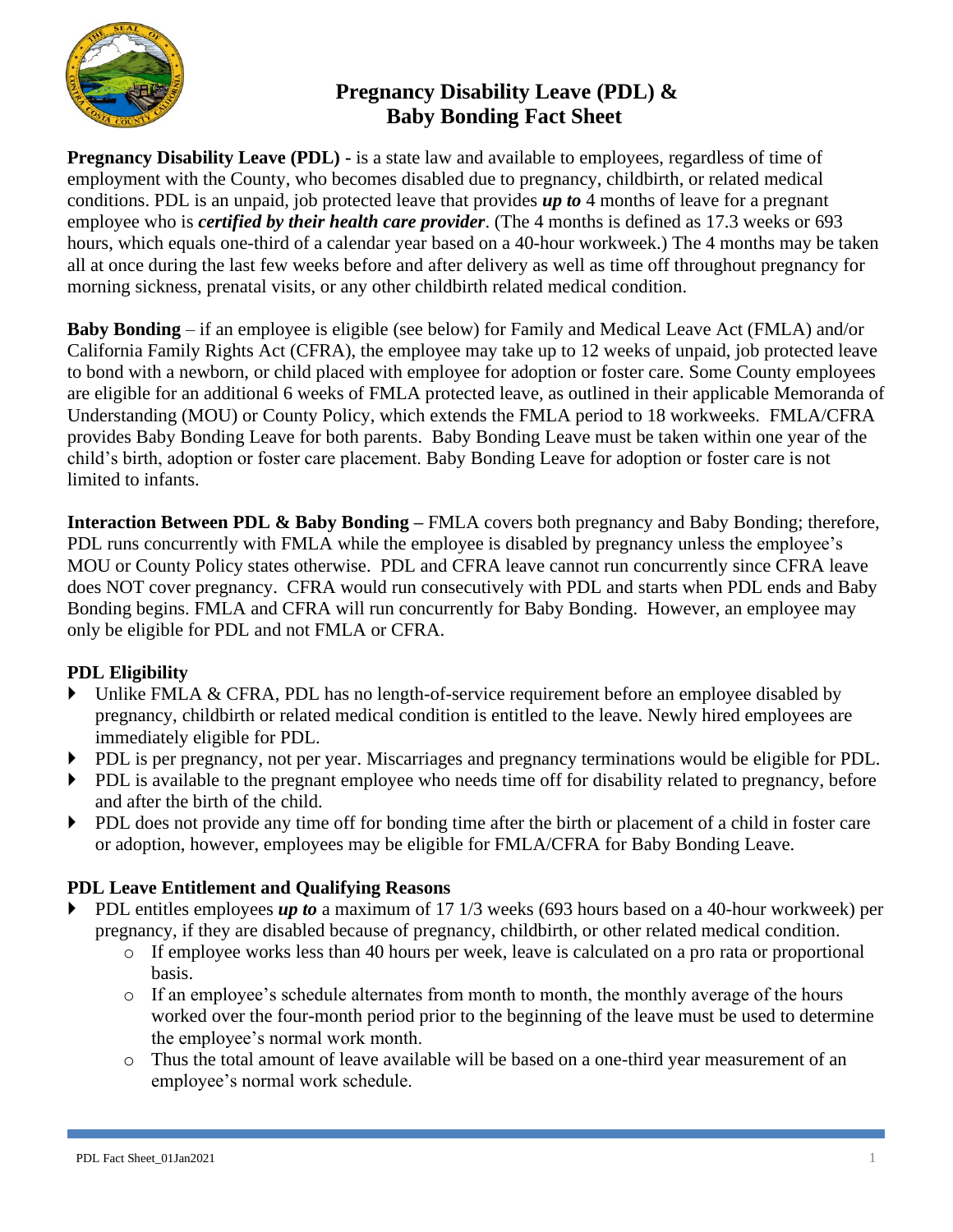# Pregnancy Disability Leave (PDL) & Baby Bonding Fact Sheet

**Pregnancy Disability Leave (PDL) -** is a state law and available to employees, regardless of time of employment with the County, who becomes disabled due to pregnancy, childbirth, or related medical conditions. PDL is an unpaid, job protected leave that provides ***up to*** 4 months of leave for a pregnant employee who is ***certified by their health care provider***. (The 4 months is defined as 17.3 weeks or 693 hours, which equals one-third of a calendar year based on a 40-hour workweek.) The 4 months may be taken all at once during the last few weeks before and after delivery as well as time off throughout pregnancy for morning sickness, prenatal visits, or any other childbirth related medical condition.

**Baby Bonding** – if an employee is eligible (see below) for Family and Medical Leave Act (FMLA) and/or California Family Rights Act (CFRA), the employee may take up to 12 weeks of unpaid, job protected leave to bond with a newborn, or child placed with employee for adoption or foster care. Some County employees are eligible for an additional 6 weeks of FMLA protected leave, as outlined in their applicable Memoranda of Understanding (MOU) or County Policy, which extends the FMLA period to 18 workweeks. FMLA/CFRA provides Baby Bonding Leave for both parents. Baby Bonding Leave must be taken within one year of the child's birth, adoption or foster care placement. Baby Bonding Leave for adoption or foster care is not limited to infants.

**Interaction Between PDL & Baby Bonding –** FMLA covers both pregnancy and Baby Bonding; therefore, PDL runs concurrently with FMLA while the employee is disabled by pregnancy unless the employee's MOU or County Policy states otherwise. PDL and CFRA leave cannot run concurrently since CFRA leave does NOT cover pregnancy. CFRA would run consecutively with PDL and starts when PDL ends and Baby Bonding begins. FMLA and CFRA will run concurrently for Baby Bonding. However, an employee may only be eligible for PDL and not FMLA or CFRA.

## PDL Eligibility

- Unlike FMLA & CFRA, PDL has no length-of-service requirement before an employee disabled by pregnancy, childbirth or related medical condition is entitled to the leave. Newly hired employees are immediately eligible for PDL.
- PDL is per pregnancy, not per year. Miscarriages and pregnancy terminations would be eligible for PDL.
- PDL is available to the pregnant employee who needs time off for disability related to pregnancy, before and after the birth of the child.
- PDL does not provide any time off for bonding time after the birth or placement of a child in foster care or adoption, however, employees may be eligible for FMLA/CFRA for Baby Bonding Leave.

## PDL Leave Entitlement and Qualifying Reasons

- PDL entitles employees ***up to*** a maximum of 17 1/3 weeks (693 hours based on a 40-hour workweek) per pregnancy, if they are disabled because of pregnancy, childbirth, or other related medical condition.
  - If employee works less than 40 hours per week, leave is calculated on a pro rata or proportional basis.
  - If an employee's schedule alternates from month to month, the monthly average of the hours worked over the four-month period prior to the beginning of the leave must be used to determine the employee's normal work month.
  - Thus the total amount of leave available will be based on a one-third year measurement of an employee's normal work schedule.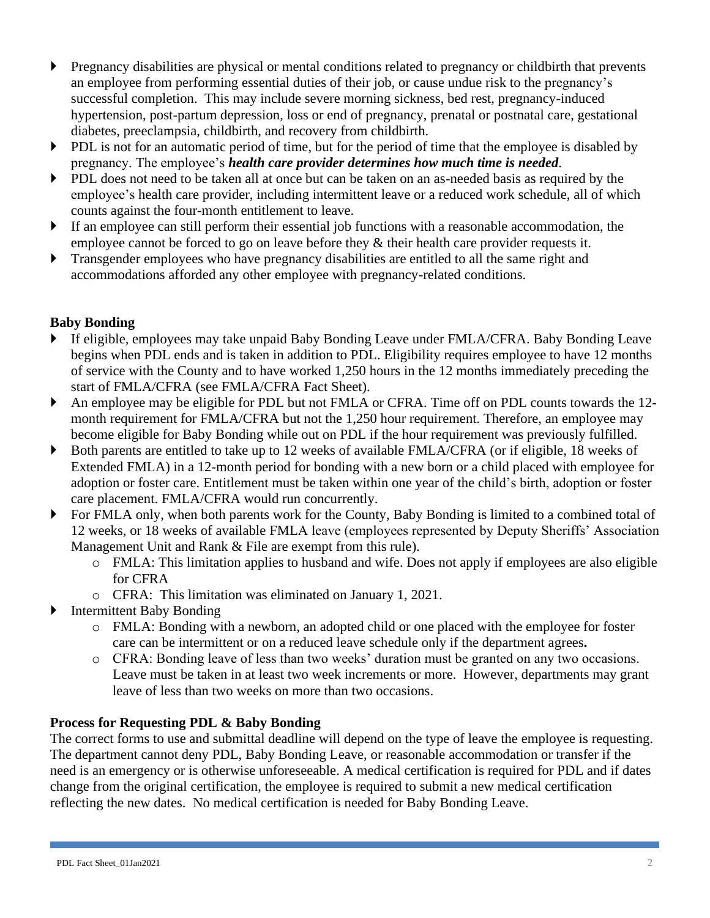- Pregnancy disabilities are physical or mental conditions related to pregnancy or childbirth that prevents an employee from performing essential duties of their job, or cause undue risk to the pregnancy's successful completion. This may include severe morning sickness, bed rest, pregnancy-induced hypertension, post-partum depression, loss or end of pregnancy, prenatal or postnatal care, gestational diabetes, preeclampsia, childbirth, and recovery from childbirth.
- PDL is not for an automatic period of time, but for the period of time that the employee is disabled by pregnancy. The employee's ***health care provider determines how much time is needed***.
- PDL does not need to be taken all at once but can be taken on an as-needed basis as required by the employee's health care provider, including intermittent leave or a reduced work schedule, all of which counts against the four-month entitlement to leave.
- If an employee can still perform their essential job functions with a reasonable accommodation, the employee cannot be forced to go on leave before they & their health care provider requests it.
- Transgender employees who have pregnancy disabilities are entitled to all the same right and accommodations afforded any other employee with pregnancy-related conditions.

**Baby Bonding**

- If eligible, employees may take unpaid Baby Bonding Leave under FMLA/CFRA. Baby Bonding Leave begins when PDL ends and is taken in addition to PDL. Eligibility requires employee to have 12 months of service with the County and to have worked 1,250 hours in the 12 months immediately preceding the start of FMLA/CFRA (see FMLA/CFRA Fact Sheet).
- An employee may be eligible for PDL but not FMLA or CFRA. Time off on PDL counts towards the 12-month requirement for FMLA/CFRA but not the 1,250 hour requirement. Therefore, an employee may become eligible for Baby Bonding while out on PDL if the hour requirement was previously fulfilled.
- Both parents are entitled to take up to 12 weeks of available FMLA/CFRA (or if eligible, 18 weeks of Extended FMLA) in a 12-month period for bonding with a new born or a child placed with employee for adoption or foster care. Entitlement must be taken within one year of the child's birth, adoption or foster care placement. FMLA/CFRA would run concurrently.
- For FMLA only, when both parents work for the County, Baby Bonding is limited to a combined total of 12 weeks, or 18 weeks of available FMLA leave (employees represented by Deputy Sheriffs' Association Management Unit and Rank & File are exempt from this rule).
    - FMLA: This limitation applies to husband and wife. Does not apply if employees are also eligible for CFRA
    - CFRA: This limitation was eliminated on January 1, 2021.
- Intermittent Baby Bonding
    - FMLA: Bonding with a newborn, an adopted child or one placed with the employee for foster care can be intermittent or on a reduced leave schedule only if the department agrees**.**
    - CFRA: Bonding leave of less than two weeks' duration must be granted on any two occasions. Leave must be taken in at least two week increments or more. However, departments may grant leave of less than two weeks on more than two occasions.

**Process for Requesting PDL & Baby Bonding**

The correct forms to use and submittal deadline will depend on the type of leave the employee is requesting. The department cannot deny PDL, Baby Bonding Leave, or reasonable accommodation or transfer if the need is an emergency or is otherwise unforeseeable. A medical certification is required for PDL and if dates change from the original certification, the employee is required to submit a new medical certification reflecting the new dates. No medical certification is needed for Baby Bonding Leave.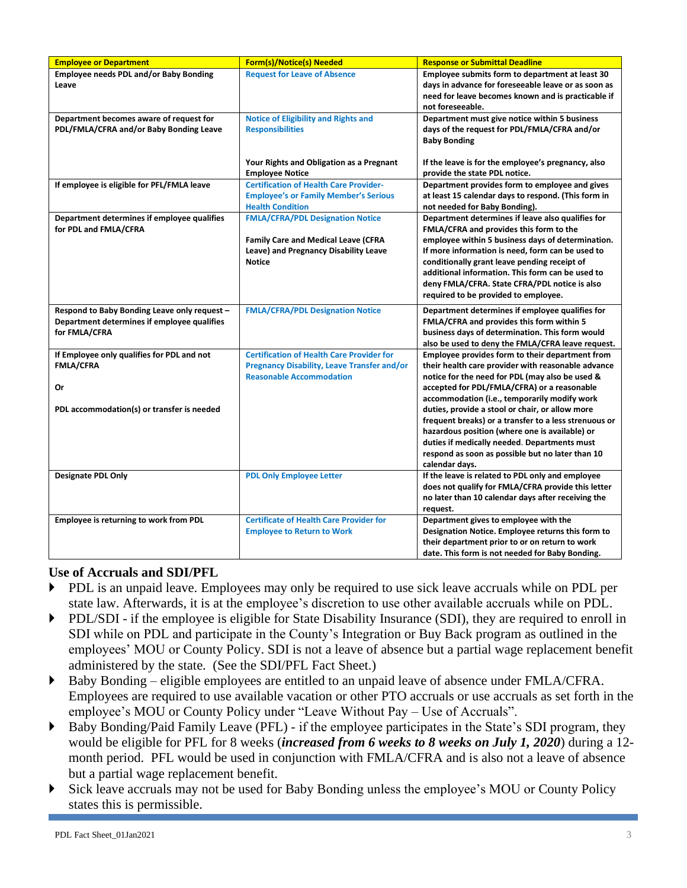| Employee or Department | Form(s)/Notice(s) Needed | Response or Submittal Deadline |
|---|---|---|
| **Employee needs PDL and/or Baby Bonding Leave** | Request for Leave of Absence | **Employee submits form to department at least 30 days in advance for foreseeable leave or as soon as need for leave becomes known and is practicable if not foreseeable.** |
| **Department becomes aware of request for PDL/FMLA/CFRA and/or Baby Bonding Leave** | Notice of Eligibility and Rights and Responsibilities<br><br>**Your Rights and Obligation as a Pregnant Employee Notice** | **Department must give notice within 5 business days of the request for PDL/FMLA/CFRA and/or Baby Bonding**<br><br>**If the leave is for the employee's pregnancy, also provide the state PDL notice.** |
| **If employee is eligible for PFL/FMLA leave** | Certification of Health Care Provider-Employee's or Family Member's Serious Health Condition | **Department provides form to employee and gives at least 15 calendar days to respond. (This form in not needed for Baby Bonding).** |
| **Department determines if employee qualifies for PDL and FMLA/CFRA** | FMLA/CFRA/PDL Designation Notice<br><br>**Family Care and Medical Leave (CFRA Leave) and Pregnancy Disability Leave Notice** | **Department determines if leave also qualifies for FMLA/CFRA and provides this form to the employee within 5 business days of determination. If more information is need, form can be used to conditionally grant leave pending receipt of additional information. This form can be used to deny FMLA/CFRA. State CFRA/PDL notice is also required to be provided to employee.** |
| **Respond to Baby Bonding Leave only request – Department determines if employee qualifies for FMLA/CFRA** | FMLA/CFRA/PDL Designation Notice | **Department determines if employee qualifies for FMLA/CFRA and provides this form within 5 business days of determination. This form would also be used to deny the FMLA/CFRA leave request.** |
| **If Employee only qualifies for PDL and not FMLA/CFRA**<br><br>**Or**<br><br>**PDL accommodation(s) or transfer is needed** | Certification of Health Care Provider for Pregnancy Disability, Leave Transfer and/or Reasonable Accommodation | **Employee provides form to their department from their health care provider with reasonable advance notice for the need for PDL (may also be used & accepted for PDL/FMLA/CFRA) or a reasonable accommodation (i.e., temporarily modify work duties, provide a stool or chair, or allow more frequent breaks) or a transfer to a less strenuous or hazardous position (where one is available) or duties if medically needed. Departments must respond as soon as possible but no later than 10 calendar days.** |
| **Designate PDL Only** | PDL Only Employee Letter | **If the leave is related to PDL only and employee does not qualify for FMLA/CFRA provide this letter no later than 10 calendar days after receiving the request.** |
| **Employee is returning to work from PDL** | Certificate of Health Care Provider for Employee to Return to Work | **Department gives to employee with the Designation Notice. Employee returns this form to their department prior to or on return to work date. This form is not needed for Baby Bonding.** |

## Use of Accruals and SDI/PFL

- PDL is an unpaid leave. Employees may only be required to use sick leave accruals while on PDL per state law. Afterwards, it is at the employee's discretion to use other available accruals while on PDL.
- PDL/SDI - if the employee is eligible for State Disability Insurance (SDI), they are required to enroll in SDI while on PDL and participate in the County's Integration or Buy Back program as outlined in the employees' MOU or County Policy. SDI is not a leave of absence but a partial wage replacement benefit administered by the state. (See the SDI/PFL Fact Sheet.)
- Baby Bonding – eligible employees are entitled to an unpaid leave of absence under FMLA/CFRA. Employees are required to use available vacation or other PTO accruals or use accruals as set forth in the employee's MOU or County Policy under "Leave Without Pay – Use of Accruals".
- Baby Bonding/Paid Family Leave (PFL) - if the employee participates in the State's SDI program, they would be eligible for PFL for 8 weeks (***increased from 6 weeks to 8 weeks on July 1, 2020***) during a 12-month period. PFL would be used in conjunction with FMLA/CFRA and is also not a leave of absence but a partial wage replacement benefit.
- Sick leave accruals may not be used for Baby Bonding unless the employee's MOU or County Policy states this is permissible.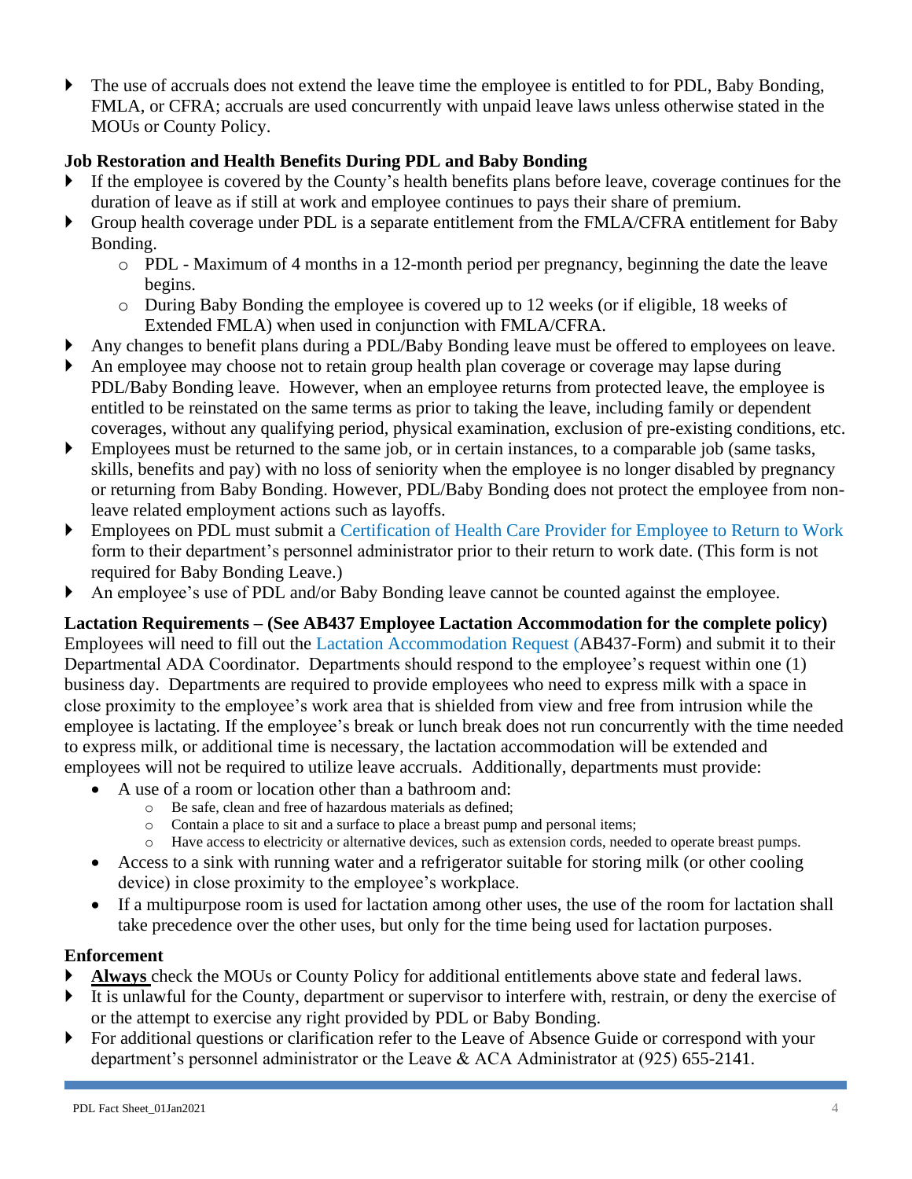- The use of accruals does not extend the leave time the employee is entitled to for PDL, Baby Bonding, FMLA, or CFRA; accruals are used concurrently with unpaid leave laws unless otherwise stated in the MOUs or County Policy.

**Job Restoration and Health Benefits During PDL and Baby Bonding**

- If the employee is covered by the County's health benefits plans before leave, coverage continues for the duration of leave as if still at work and employee continues to pays their share of premium.
- Group health coverage under PDL is a separate entitlement from the FMLA/CFRA entitlement for Baby Bonding.
  - PDL - Maximum of 4 months in a 12-month period per pregnancy, beginning the date the leave begins.
  - During Baby Bonding the employee is covered up to 12 weeks (or if eligible, 18 weeks of Extended FMLA) when used in conjunction with FMLA/CFRA.
- Any changes to benefit plans during a PDL/Baby Bonding leave must be offered to employees on leave.
- An employee may choose not to retain group health plan coverage or coverage may lapse during PDL/Baby Bonding leave. However, when an employee returns from protected leave, the employee is entitled to be reinstated on the same terms as prior to taking the leave, including family or dependent coverages, without any qualifying period, physical examination, exclusion of pre-existing conditions, etc.
- Employees must be returned to the same job, or in certain instances, to a comparable job (same tasks, skills, benefits and pay) with no loss of seniority when the employee is no longer disabled by pregnancy or returning from Baby Bonding. However, PDL/Baby Bonding does not protect the employee from non-leave related employment actions such as layoffs.
- Employees on PDL must submit a Certification of Health Care Provider for Employee to Return to Work form to their department's personnel administrator prior to their return to work date. (This form is not required for Baby Bonding Leave.)
- An employee's use of PDL and/or Baby Bonding leave cannot be counted against the employee.

**Lactation Requirements – (See AB437 Employee Lactation Accommodation for the complete policy)**

Employees will need to fill out the Lactation Accommodation Request (AB437-Form) and submit it to their Departmental ADA Coordinator. Departments should respond to the employee's request within one (1) business day. Departments are required to provide employees who need to express milk with a space in close proximity to the employee's work area that is shielded from view and free from intrusion while the employee is lactating. If the employee's break or lunch break does not run concurrently with the time needed to express milk, or additional time is necessary, the lactation accommodation will be extended and employees will not be required to utilize leave accruals. Additionally, departments must provide:

- A use of a room or location other than a bathroom and:
  - Be safe, clean and free of hazardous materials as defined;
  - Contain a place to sit and a surface to place a breast pump and personal items;
  - Have access to electricity or alternative devices, such as extension cords, needed to operate breast pumps.
- Access to a sink with running water and a refrigerator suitable for storing milk (or other cooling device) in close proximity to the employee's workplace.
- If a multipurpose room is used for lactation among other uses, the use of the room for lactation shall take precedence over the other uses, but only for the time being used for lactation purposes.

**Enforcement**

- **Always** check the MOUs or County Policy for additional entitlements above state and federal laws.
- It is unlawful for the County, department or supervisor to interfere with, restrain, or deny the exercise of or the attempt to exercise any right provided by PDL or Baby Bonding.
- For additional questions or clarification refer to the Leave of Absence Guide or correspond with your department's personnel administrator or the Leave & ACA Administrator at (925) 655-2141.